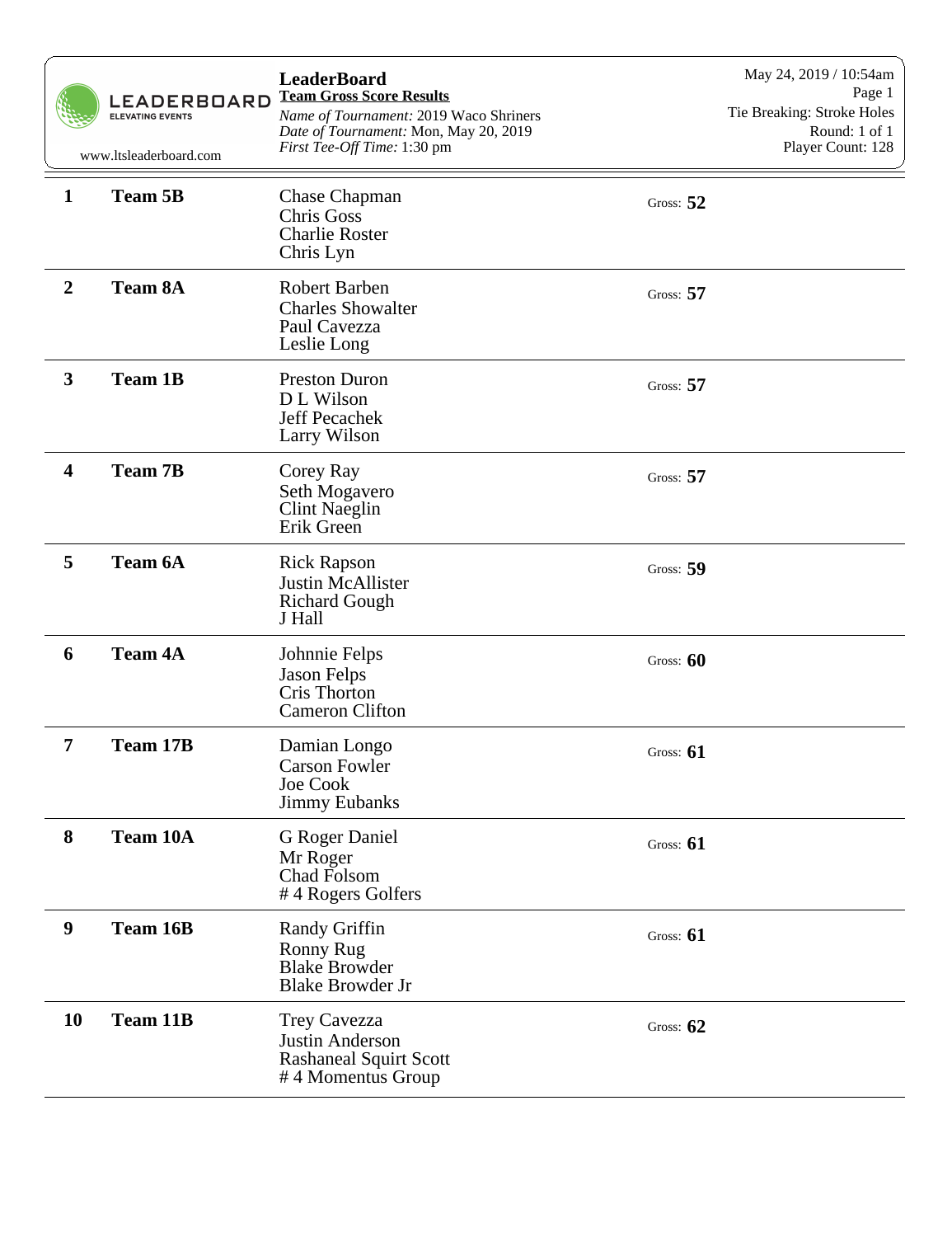LEADERBOARD
ELEVATING EVENTS

www.ltsleaderboard.com

**LeaderBoard**
**Team Gross Score Results**
*Name of Tournament:* 2019 Waco Shriners
*Date of Tournament:* Mon, May 20, 2019
*First Tee-Off Time:* 1:30 pm

May 24, 2019 / 10:54am
Page 1
Tie Breaking: Stroke Holes
Round: 1 of 1
Player Count: 128

| Place | Team | Players | Score |
|---|---|---|---|
| **1** | **Team 5B** | Chase Chapman<br>Chris Goss<br>Charlie Roster<br>Chris Lyn | Gross: **52** |
| **2** | **Team 8A** | Robert Barben<br>Charles Showalter<br>Paul Cavezza<br>Leslie Long | Gross: **57** |
| **3** | **Team 1B** | Preston Duron<br>D L Wilson<br>Jeff Pecachek<br>Larry Wilson | Gross: **57** |
| **4** | **Team 7B** | Corey Ray<br>Seth Mogavero<br>Clint Naeglin<br>Erik Green | Gross: **57** |
| **5** | **Team 6A** | Rick Rapson<br>Justin McAllister<br>Richard Gough<br>J Hall | Gross: **59** |
| **6** | **Team 4A** | Johnnie Felps<br>Jason Felps<br>Cris Thorton<br>Cameron Clifton | Gross: **60** |
| **7** | **Team 17B** | Damian Longo<br>Carson Fowler<br>Joe Cook<br>Jimmy Eubanks | Gross: **61** |
| **8** | **Team 10A** | G Roger Daniel<br>Mr Roger<br>Chad Folsom<br># 4 Rogers Golfers | Gross: **61** |
| **9** | **Team 16B** | Randy Griffin<br>Ronny Rug<br>Blake Browder<br>Blake Browder Jr | Gross: **61** |
| **10** | **Team 11B** | Trey Cavezza<br>Justin Anderson<br>Rashaneal Squirt Scott<br># 4 Momentus Group | Gross: **62** |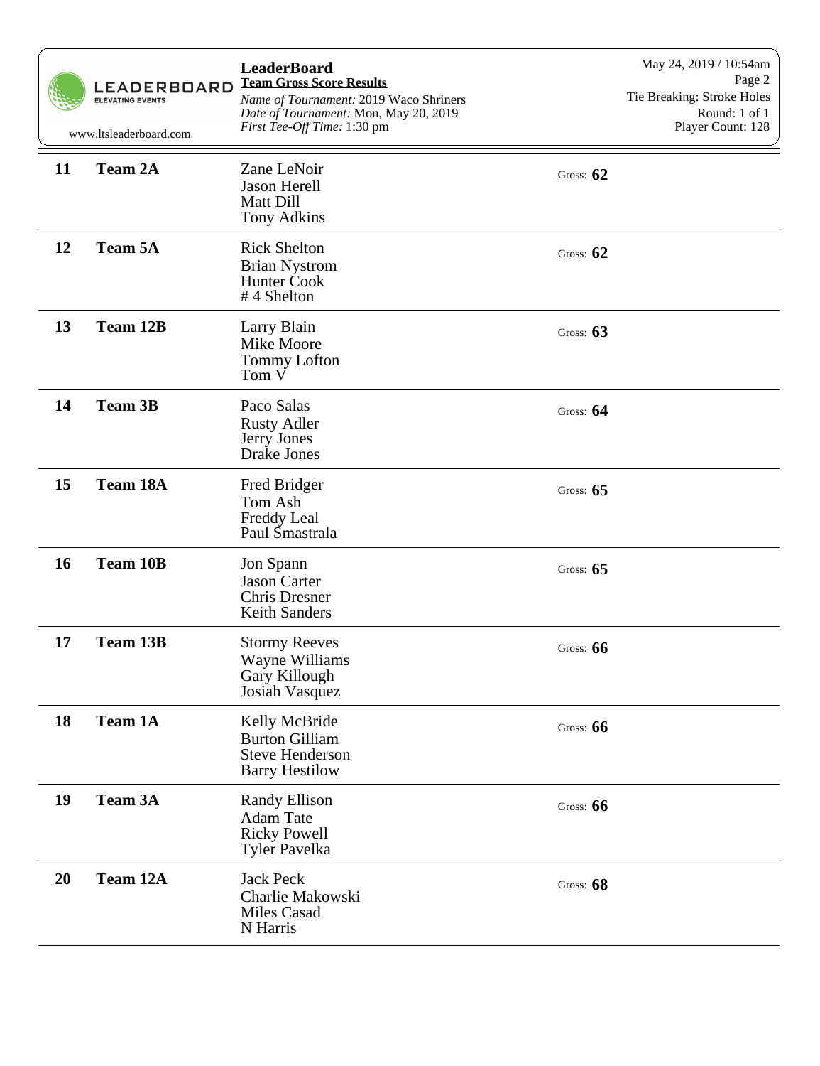**LeaderBoard**
**Team Gross Score Results**
*Name of Tournament:* 2019 Waco Shriners
*Date of Tournament:* Mon, May 20, 2019
*First Tee-Off Time:* 1:30 pm

May 24, 2019 / 10:54am
Tie Breaking: Stroke Holes
Round: 1 of 1
Player Count: 128

| Pos | Team | Players | Gross |
|---|---|---|---|
| 11 | Team 2A | Zane LeNoir<br>Jason Herell<br>Matt Dill<br>Tony Adkins | 62 |
| 12 | Team 5A | Rick Shelton<br>Brian Nystrom<br>Hunter Cook<br># 4 Shelton | 62 |
| 13 | Team 12B | Larry Blain<br>Mike Moore<br>Tommy Lofton<br>Tom V | 63 |
| 14 | Team 3B | Paco Salas<br>Rusty Adler<br>Jerry Jones<br>Drake Jones | 64 |
| 15 | Team 18A | Fred Bridger<br>Tom Ash<br>Freddy Leal<br>Paul Smastrala | 65 |
| 16 | Team 10B | Jon Spann<br>Jason Carter<br>Chris Dresner<br>Keith Sanders | 65 |
| 17 | Team 13B | Stormy Reeves<br>Wayne Williams<br>Gary Killough<br>Josiah Vasquez | 66 |
| 18 | Team 1A | Kelly McBride<br>Burton Gilliam<br>Steve Henderson<br>Barry Hestilow | 66 |
| 19 | Team 3A | Randy Ellison<br>Adam Tate<br>Ricky Powell<br>Tyler Pavelka | 66 |
| 20 | Team 12A | Jack Peck<br>Charlie Makowski<br>Miles Casad<br>N Harris | 68 |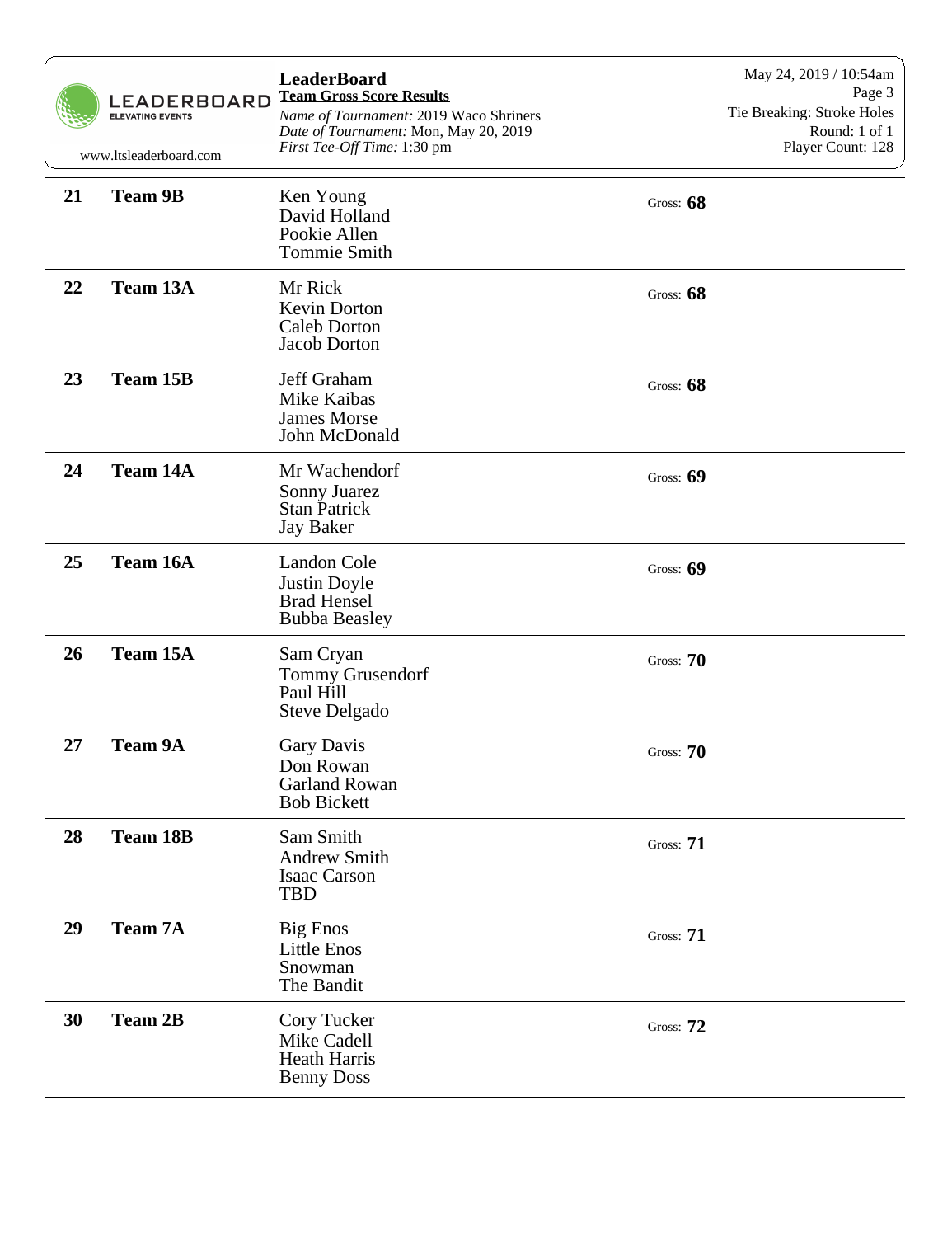**LeaderBoard**
**Team Gross Score Results**
*Name of Tournament:* 2019 Waco Shriners
*Date of Tournament:* Mon, May 20, 2019
*First Tee-Off Time:* 1:30 pm

May 24, 2019 / 10:54am
Tie Breaking: Stroke Holes
Round: 1 of 1
Player Count: 128

| Rank | Team | Players | Score |
|---|---|---|---|
| 21 | **Team 9B** | Ken Young<br>David Holland<br>Pookie Allen<br>Tommie Smith | Gross: **68** |
| 22 | **Team 13A** | Mr Rick<br>Kevin Dorton<br>Caleb Dorton<br>Jacob Dorton | Gross: **68** |
| 23 | **Team 15B** | Jeff Graham<br>Mike Kaibas<br>James Morse<br>John McDonald | Gross: **68** |
| 24 | **Team 14A** | Mr Wachendorf<br>Sonny Juarez<br>Stan Patrick<br>Jay Baker | Gross: **69** |
| 25 | **Team 16A** | Landon Cole<br>Justin Doyle<br>Brad Hensel<br>Bubba Beasley | Gross: **69** |
| 26 | **Team 15A** | Sam Cryan<br>Tommy Grusendorf<br>Paul Hill<br>Steve Delgado | Gross: **70** |
| 27 | **Team 9A** | Gary Davis<br>Don Rowan<br>Garland Rowan<br>Bob Bickett | Gross: **70** |
| 28 | **Team 18B** | Sam Smith<br>Andrew Smith<br>Isaac Carson<br>TBD | Gross: **71** |
| 29 | **Team 7A** | Big Enos<br>Little Enos<br>Snowman<br>The Bandit | Gross: **71** |
| 30 | **Team 2B** | Cory Tucker<br>Mike Cadell<br>Heath Harris<br>Benny Doss | Gross: **72** |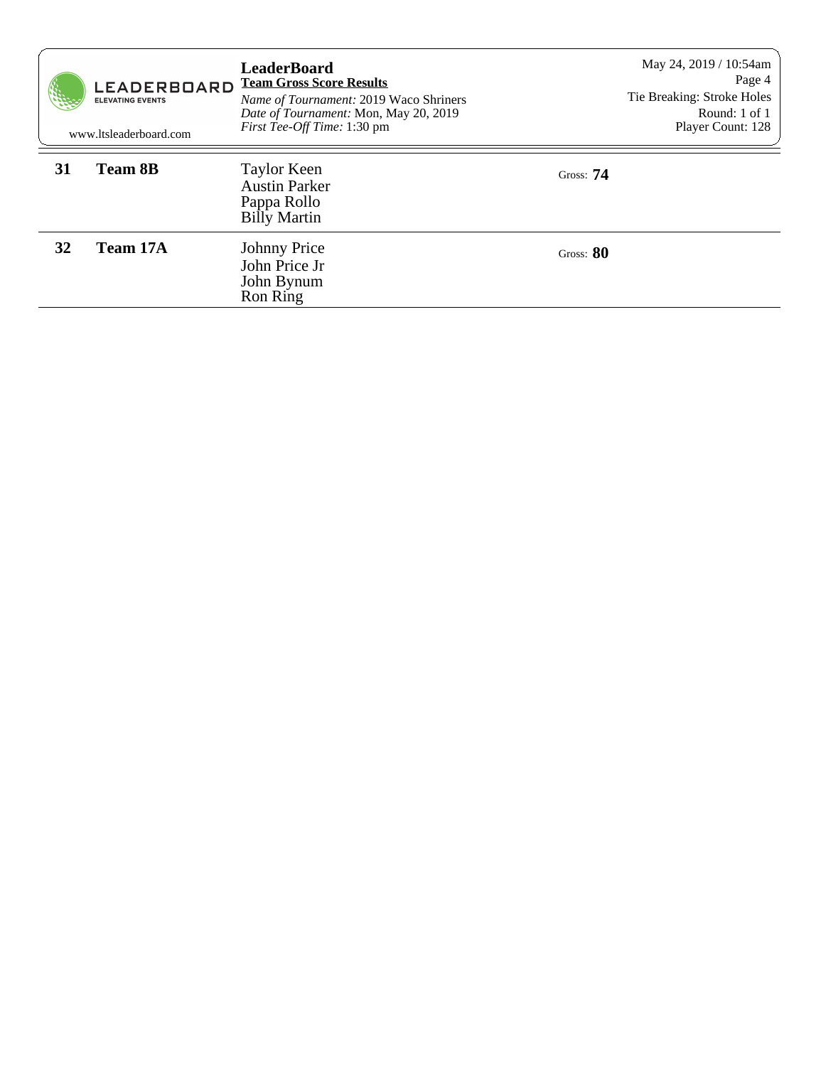**LeaderBoard**
**Team Gross Score Results**
*Name of Tournament:* 2019 Waco Shriners
*Date of Tournament:* Mon, May 20, 2019
*First Tee-Off Time:* 1:30 pm

May 24, 2019 / 10:54am
Tie Breaking: Stroke Holes
Round: 1 of 1
Player Count: 128

www.ltsleaderboard.com

| | | | |
|---|---|---|---|
| **31** | **Team 8B** | Taylor Keen<br>Austin Parker<br>Pappa Rollo<br>Billy Martin | Gross: **74** |
| **32** | **Team 17A** | Johnny Price<br>John Price Jr<br>John Bynum<br>Ron Ring | Gross: **80** |